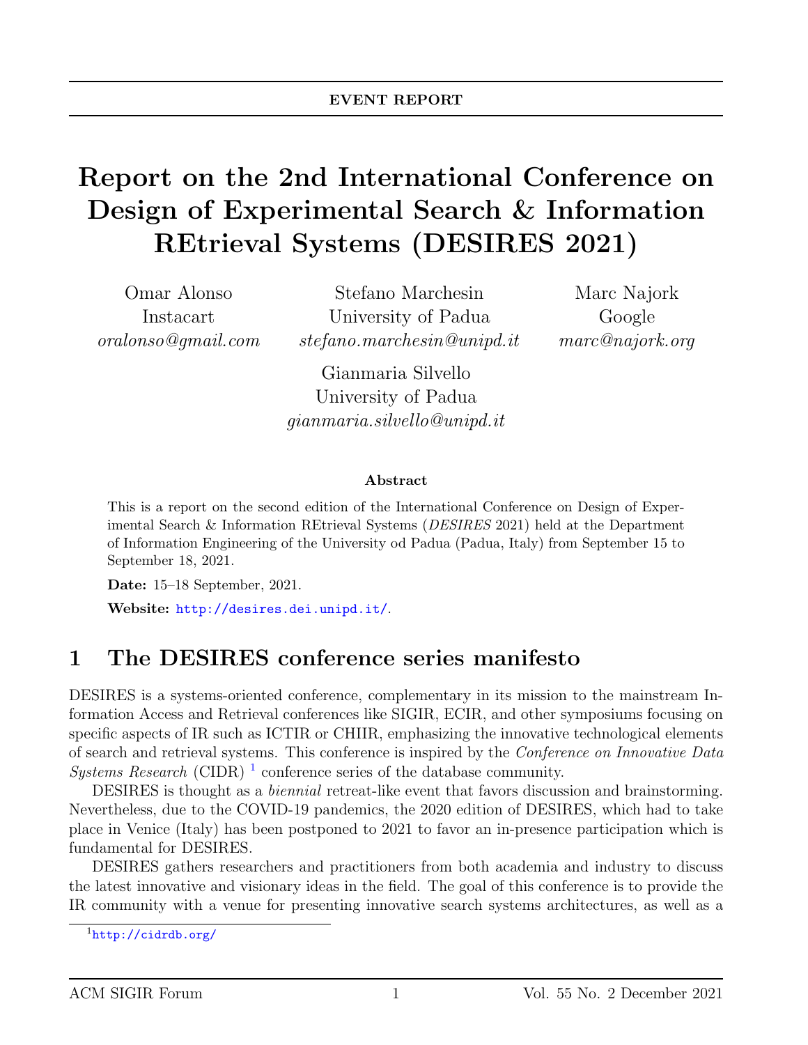**EVENT REPORT**

# Report on the 2nd International Conference on Design of Experimental Search & Information REtrieval Systems (DESIRES 2021)

Omar Alonso
Instacart
*oralonso@gmail.com*

Stefano Marchesin
University of Padua
*stefano.marchesin@unipd.it*

Marc Najork
Google
*marc@najork.org*

Gianmaria Silvello
University of Padua
*gianmaria.silvello@unipd.it*

**Abstract**

This is a report on the second edition of the International Conference on Design of Experimental Search & Information REtrieval Systems (*DESIRES* 2021) held at the Department of Information Engineering of the University od Padua (Padua, Italy) from September 15 to September 18, 2021.

**Date:** 15–18 September, 2021.

**Website:** http://desires.dei.unipd.it/.

## 1 The DESIRES conference series manifesto

DESIRES is a systems-oriented conference, complementary in its mission to the mainstream Information Access and Retrieval conferences like SIGIR, ECIR, and other symposiums focusing on specific aspects of IR such as ICTIR or CHIIR, emphasizing the innovative technological elements of search and retrieval systems. This conference is inspired by the *Conference on Innovative Data Systems Research* (CIDR) [1] conference series of the database community.

DESIRES is thought as a *biennial* retreat-like event that favors discussion and brainstorming. Nevertheless, due to the COVID-19 pandemics, the 2020 edition of DESIRES, which had to take place in Venice (Italy) has been postponed to 2021 to favor an in-presence participation which is fundamental for DESIRES.

DESIRES gathers researchers and practitioners from both academia and industry to discuss the latest innovative and visionary ideas in the field. The goal of this conference is to provide the IR community with a venue for presenting innovative search systems architectures, as well as a

[1] http://cidrdb.org/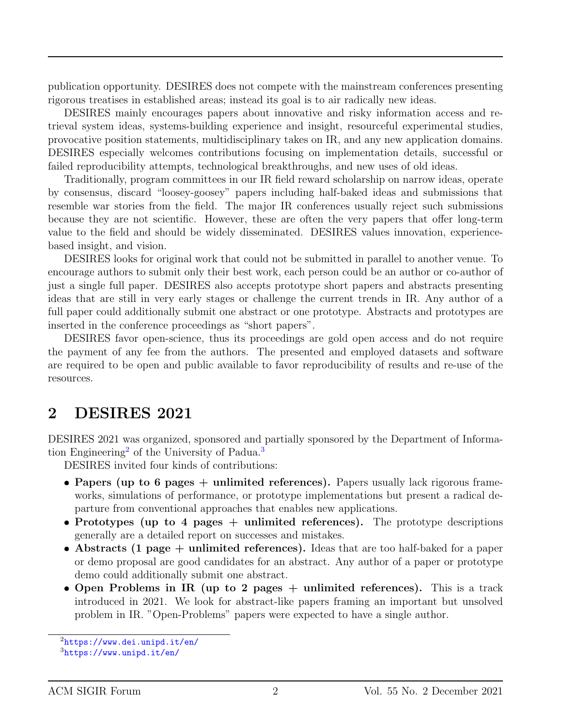publication opportunity. DESIRES does not compete with the mainstream conferences presenting rigorous treatises in established areas; instead its goal is to air radically new ideas.

DESIRES mainly encourages papers about innovative and risky information access and retrieval system ideas, systems-building experience and insight, resourceful experimental studies, provocative position statements, multidisciplinary takes on IR, and any new application domains. DESIRES especially welcomes contributions focusing on implementation details, successful or failed reproducibility attempts, technological breakthroughs, and new uses of old ideas.

Traditionally, program committees in our IR field reward scholarship on narrow ideas, operate by consensus, discard "loosey-goosey" papers including half-baked ideas and submissions that resemble war stories from the field. The major IR conferences usually reject such submissions because they are not scientific. However, these are often the very papers that offer long-term value to the field and should be widely disseminated. DESIRES values innovation, experience-based insight, and vision.

DESIRES looks for original work that could not be submitted in parallel to another venue. To encourage authors to submit only their best work, each person could be an author or co-author of just a single full paper. DESIRES also accepts prototype short papers and abstracts presenting ideas that are still in very early stages or challenge the current trends in IR. Any author of a full paper could additionally submit one abstract or one prototype. Abstracts and prototypes are inserted in the conference proceedings as "short papers".

DESIRES favor open-science, thus its proceedings are gold open access and do not require the payment of any fee from the authors. The presented and employed datasets and software are required to be open and public available to favor reproducibility of results and re-use of the resources.

## 2 DESIRES 2021

DESIRES 2021 was organized, sponsored and partially sponsored by the Department of Information Engineering[2] of the University of Padua.[3]

DESIRES invited four kinds of contributions:

- **Papers (up to 6 pages + unlimited references).** Papers usually lack rigorous frameworks, simulations of performance, or prototype implementations but present a radical departure from conventional approaches that enables new applications.
- **Prototypes (up to 4 pages + unlimited references).** The prototype descriptions generally are a detailed report on successes and mistakes.
- **Abstracts (1 page + unlimited references).** Ideas that are too half-baked for a paper or demo proposal are good candidates for an abstract. Any author of a paper or prototype demo could additionally submit one abstract.
- **Open Problems in IR (up to 2 pages + unlimited references).** This is a track introduced in 2021. We look for abstract-like papers framing an important but unsolved problem in IR. "Open-Problems" papers were expected to have a single author.

[2] https://www.dei.unipd.it/en/

[3] https://www.unipd.it/en/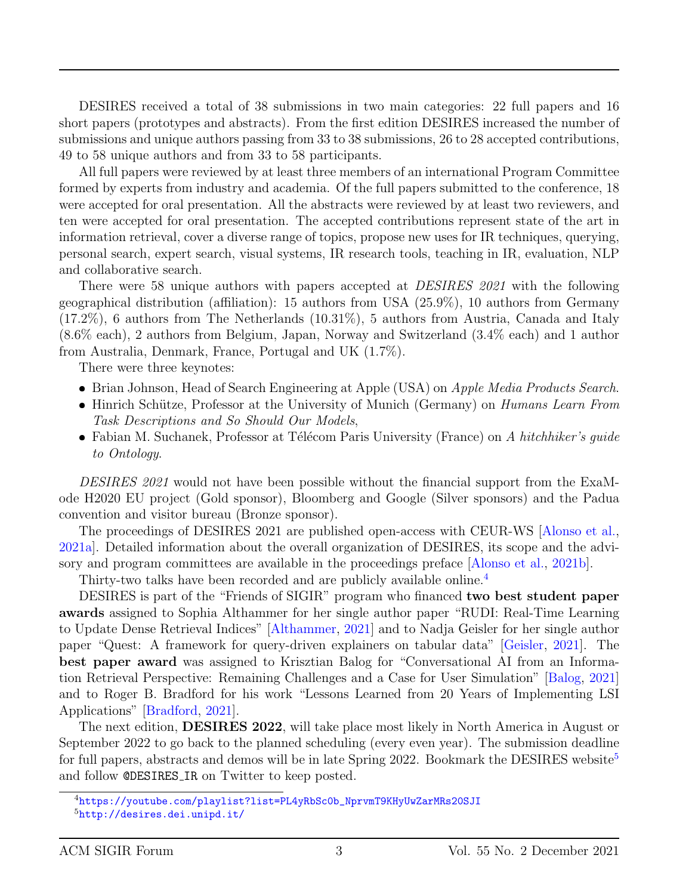DESIRES received a total of 38 submissions in two main categories: 22 full papers and 16 short papers (prototypes and abstracts). From the first edition DESIRES increased the number of submissions and unique authors passing from 33 to 38 submissions, 26 to 28 accepted contributions, 49 to 58 unique authors and from 33 to 58 participants.

All full papers were reviewed by at least three members of an international Program Committee formed by experts from industry and academia. Of the full papers submitted to the conference, 18 were accepted for oral presentation. All the abstracts were reviewed by at least two reviewers, and ten were accepted for oral presentation. The accepted contributions represent state of the art in information retrieval, cover a diverse range of topics, propose new uses for IR techniques, querying, personal search, expert search, visual systems, IR research tools, teaching in IR, evaluation, NLP and collaborative search.

There were 58 unique authors with papers accepted at *DESIRES 2021* with the following geographical distribution (affiliation): 15 authors from USA (25.9%), 10 authors from Germany (17.2%), 6 authors from The Netherlands (10.31%), 5 authors from Austria, Canada and Italy (8.6% each), 2 authors from Belgium, Japan, Norway and Switzerland (3.4% each) and 1 author from Australia, Denmark, France, Portugal and UK (1.7%).

There were three keynotes:

- Brian Johnson, Head of Search Engineering at Apple (USA) on *Apple Media Products Search*.
- Hinrich Schütze, Professor at the University of Munich (Germany) on *Humans Learn From Task Descriptions and So Should Our Models*,
- Fabian M. Suchanek, Professor at Télécom Paris University (France) on *A hitchhiker's guide to Ontology*.

*DESIRES 2021* would not have been possible without the financial support from the ExaMode H2020 EU project (Gold sponsor), Bloomberg and Google (Silver sponsors) and the Padua convention and visitor bureau (Bronze sponsor).

The proceedings of DESIRES 2021 are published open-access with CEUR-WS [Alonso et al., 2021a]. Detailed information about the overall organization of DESIRES, its scope and the advisory and program committees are available in the proceedings preface [Alonso et al., 2021b].

Thirty-two talks have been recorded and are publicly available online.[4]

DESIRES is part of the "Friends of SIGIR" program who financed **two best student paper awards** assigned to Sophia Althammer for her single author paper "RUDI: Real-Time Learning to Update Dense Retrieval Indices" [Althammer, 2021] and to Nadja Geisler for her single author paper "Quest: A framework for query-driven explainers on tabular data" [Geisler, 2021]. The **best paper award** was assigned to Krisztian Balog for "Conversational AI from an Information Retrieval Perspective: Remaining Challenges and a Case for User Simulation" [Balog, 2021] and to Roger B. Bradford for his work "Lessons Learned from 20 Years of Implementing LSI Applications" [Bradford, 2021].

The next edition, **DESIRES 2022**, will take place most likely in North America in August or September 2022 to go back to the planned scheduling (every even year). The submission deadline for full papers, abstracts and demos will be in late Spring 2022. Bookmark the DESIRES website[5] and follow `@DESIRES_IR` on Twitter to keep posted.

---

[4] https://youtube.com/playlist?list=PL4yRbSc0b_NprvmT9KHyUwZarMRs20SJI

[5] http://desires.dei.unipd.it/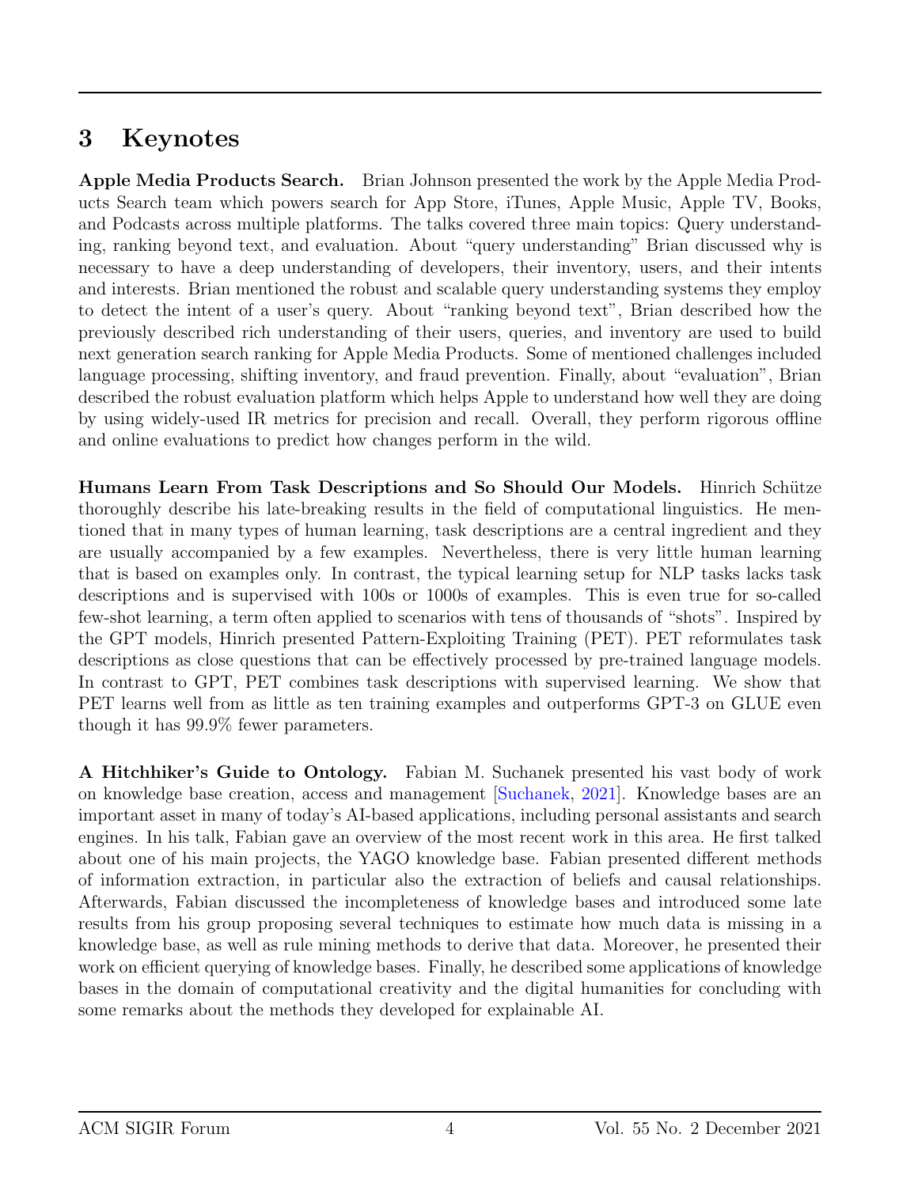## 3 Keynotes

**Apple Media Products Search.** Brian Johnson presented the work by the Apple Media Products Search team which powers search for App Store, iTunes, Apple Music, Apple TV, Books, and Podcasts across multiple platforms. The talks covered three main topics: Query understanding, ranking beyond text, and evaluation. About "query understanding" Brian discussed why is necessary to have a deep understanding of developers, their inventory, users, and their intents and interests. Brian mentioned the robust and scalable query understanding systems they employ to detect the intent of a user's query. About "ranking beyond text", Brian described how the previously described rich understanding of their users, queries, and inventory are used to build next generation search ranking for Apple Media Products. Some of mentioned challenges included language processing, shifting inventory, and fraud prevention. Finally, about "evaluation", Brian described the robust evaluation platform which helps Apple to understand how well they are doing by using widely-used IR metrics for precision and recall. Overall, they perform rigorous offline and online evaluations to predict how changes perform in the wild.

**Humans Learn From Task Descriptions and So Should Our Models.** Hinrich Schütze thoroughly describe his late-breaking results in the field of computational linguistics. He mentioned that in many types of human learning, task descriptions are a central ingredient and they are usually accompanied by a few examples. Nevertheless, there is very little human learning that is based on examples only. In contrast, the typical learning setup for NLP tasks lacks task descriptions and is supervised with 100s or 1000s of examples. This is even true for so-called few-shot learning, a term often applied to scenarios with tens of thousands of "shots". Inspired by the GPT models, Hinrich presented Pattern-Exploiting Training (PET). PET reformulates task descriptions as close questions that can be effectively processed by pre-trained language models. In contrast to GPT, PET combines task descriptions with supervised learning. We show that PET learns well from as little as ten training examples and outperforms GPT-3 on GLUE even though it has 99.9% fewer parameters.

**A Hitchhiker's Guide to Ontology.** Fabian M. Suchanek presented his vast body of work on knowledge base creation, access and management [Suchanek, 2021]. Knowledge bases are an important asset in many of today's AI-based applications, including personal assistants and search engines. In his talk, Fabian gave an overview of the most recent work in this area. He first talked about one of his main projects, the YAGO knowledge base. Fabian presented different methods of information extraction, in particular also the extraction of beliefs and causal relationships. Afterwards, Fabian discussed the incompleteness of knowledge bases and introduced some late results from his group proposing several techniques to estimate how much data is missing in a knowledge base, as well as rule mining methods to derive that data. Moreover, he presented their work on efficient querying of knowledge bases. Finally, he described some applications of knowledge bases in the domain of computational creativity and the digital humanities for concluding with some remarks about the methods they developed for explainable AI.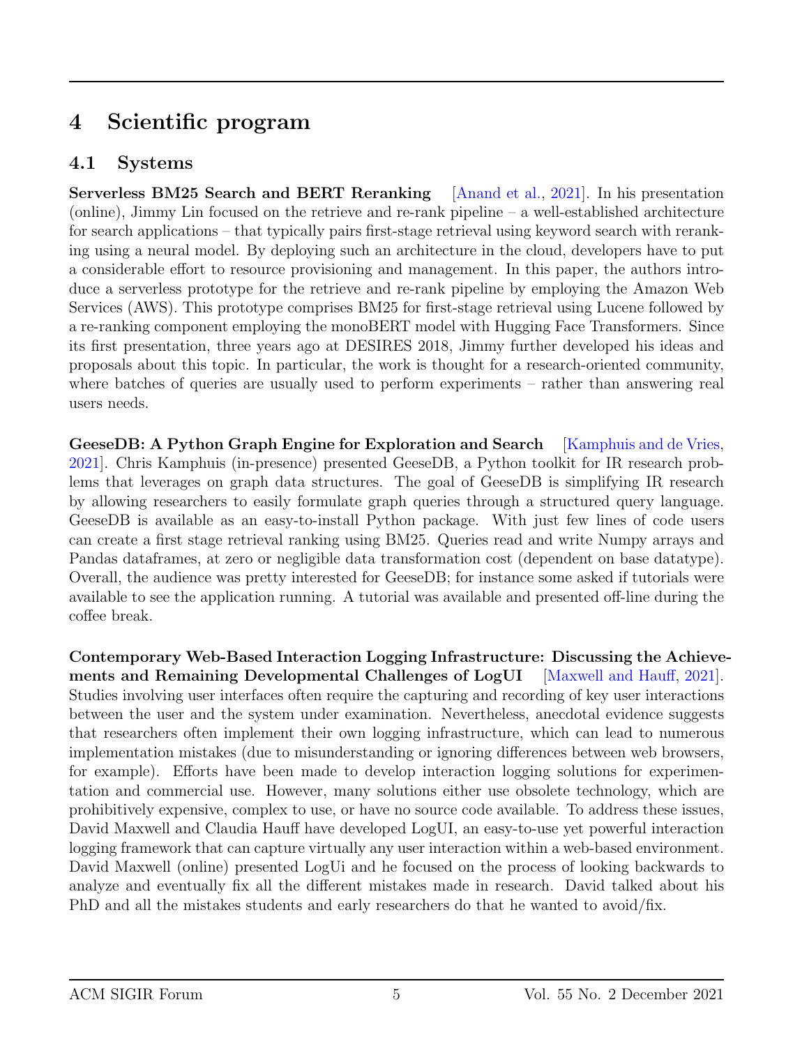# 4 Scientific program

## 4.1 Systems

**Serverless BM25 Search and BERT Reranking** [Anand et al., 2021]. In his presentation (online), Jimmy Lin focused on the retrieve and re-rank pipeline – a well-established architecture for search applications – that typically pairs first-stage retrieval using keyword search with reranking using a neural model. By deploying such an architecture in the cloud, developers have to put a considerable effort to resource provisioning and management. In this paper, the authors introduce a serverless prototype for the retrieve and re-rank pipeline by employing the Amazon Web Services (AWS). This prototype comprises BM25 for first-stage retrieval using Lucene followed by a re-ranking component employing the monoBERT model with Hugging Face Transformers. Since its first presentation, three years ago at DESIRES 2018, Jimmy further developed his ideas and proposals about this topic. In particular, the work is thought for a research-oriented community, where batches of queries are usually used to perform experiments – rather than answering real users needs.

**GeeseDB: A Python Graph Engine for Exploration and Search** [Kamphuis and de Vries, 2021]. Chris Kamphuis (in-presence) presented GeeseDB, a Python toolkit for IR research problems that leverages on graph data structures. The goal of GeeseDB is simplifying IR research by allowing researchers to easily formulate graph queries through a structured query language. GeeseDB is available as an easy-to-install Python package. With just few lines of code users can create a first stage retrieval ranking using BM25. Queries read and write Numpy arrays and Pandas dataframes, at zero or negligible data transformation cost (dependent on base datatype). Overall, the audience was pretty interested for GeeseDB; for instance some asked if tutorials were available to see the application running. A tutorial was available and presented off-line during the coffee break.

**Contemporary Web-Based Interaction Logging Infrastructure: Discussing the Achievements and Remaining Developmental Challenges of LogUI** [Maxwell and Hauff, 2021]. Studies involving user interfaces often require the capturing and recording of key user interactions between the user and the system under examination. Nevertheless, anecdotal evidence suggests that researchers often implement their own logging infrastructure, which can lead to numerous implementation mistakes (due to misunderstanding or ignoring differences between web browsers, for example). Efforts have been made to develop interaction logging solutions for experimentation and commercial use. However, many solutions either use obsolete technology, which are prohibitively expensive, complex to use, or have no source code available. To address these issues, David Maxwell and Claudia Hauff have developed LogUI, an easy-to-use yet powerful interaction logging framework that can capture virtually any user interaction within a web-based environment. David Maxwell (online) presented LogUi and he focused on the process of looking backwards to analyze and eventually fix all the different mistakes made in research. David talked about his PhD and all the mistakes students and early researchers do that he wanted to avoid/fix.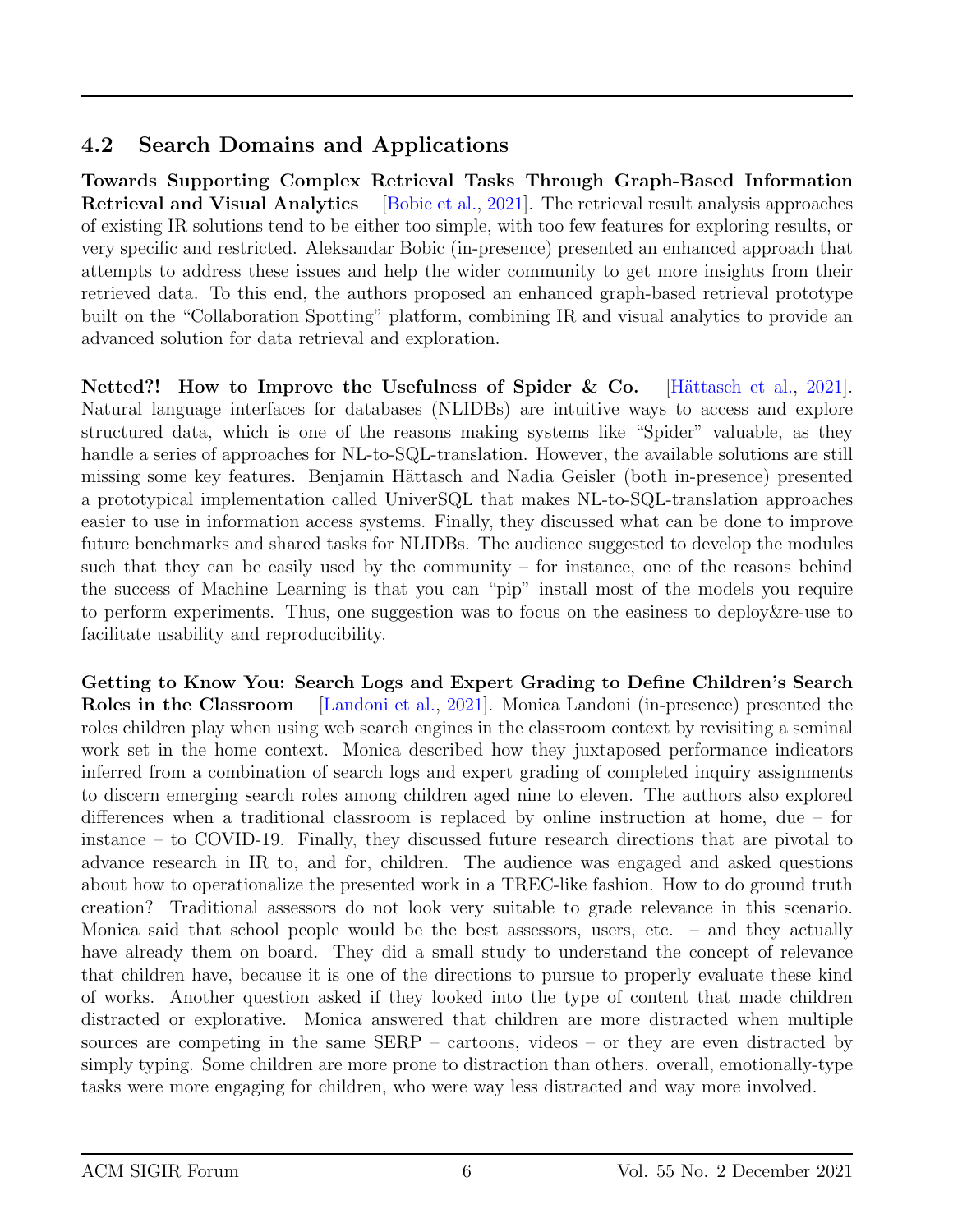## 4.2 Search Domains and Applications

**Towards Supporting Complex Retrieval Tasks Through Graph-Based Information Retrieval and Visual Analytics** [Bobic et al., 2021]. The retrieval result analysis approaches of existing IR solutions tend to be either too simple, with too few features for exploring results, or very specific and restricted. Aleksandar Bobic (in-presence) presented an enhanced approach that attempts to address these issues and help the wider community to get more insights from their retrieved data. To this end, the authors proposed an enhanced graph-based retrieval prototype built on the "Collaboration Spotting" platform, combining IR and visual analytics to provide an advanced solution for data retrieval and exploration.

**Netted?! How to Improve the Usefulness of Spider & Co.** [Hättasch et al., 2021]. Natural language interfaces for databases (NLIDBs) are intuitive ways to access and explore structured data, which is one of the reasons making systems like "Spider" valuable, as they handle a series of approaches for NL-to-SQL-translation. However, the available solutions are still missing some key features. Benjamin Hättasch and Nadia Geisler (both in-presence) presented a prototypical implementation called UniverSQL that makes NL-to-SQL-translation approaches easier to use in information access systems. Finally, they discussed what can be done to improve future benchmarks and shared tasks for NLIDBs. The audience suggested to develop the modules such that they can be easily used by the community – for instance, one of the reasons behind the success of Machine Learning is that you can "pip" install most of the models you require to perform experiments. Thus, one suggestion was to focus on the easiness to deploy&re-use to facilitate usability and reproducibility.

**Getting to Know You: Search Logs and Expert Grading to Define Children's Search Roles in the Classroom** [Landoni et al., 2021]. Monica Landoni (in-presence) presented the roles children play when using web search engines in the classroom context by revisiting a seminal work set in the home context. Monica described how they juxtaposed performance indicators inferred from a combination of search logs and expert grading of completed inquiry assignments to discern emerging search roles among children aged nine to eleven. The authors also explored differences when a traditional classroom is replaced by online instruction at home, due – for instance – to COVID-19. Finally, they discussed future research directions that are pivotal to advance research in IR to, and for, children. The audience was engaged and asked questions about how to operationalize the presented work in a TREC-like fashion. How to do ground truth creation? Traditional assessors do not look very suitable to grade relevance in this scenario. Monica said that school people would be the best assessors, users, etc. – and they actually have already them on board. They did a small study to understand the concept of relevance that children have, because it is one of the directions to pursue to properly evaluate these kind of works. Another question asked if they looked into the type of content that made children distracted or explorative. Monica answered that children are more distracted when multiple sources are competing in the same SERP – cartoons, videos – or they are even distracted by simply typing. Some children are more prone to distraction than others. overall, emotionally-type tasks were more engaging for children, who were way less distracted and way more involved.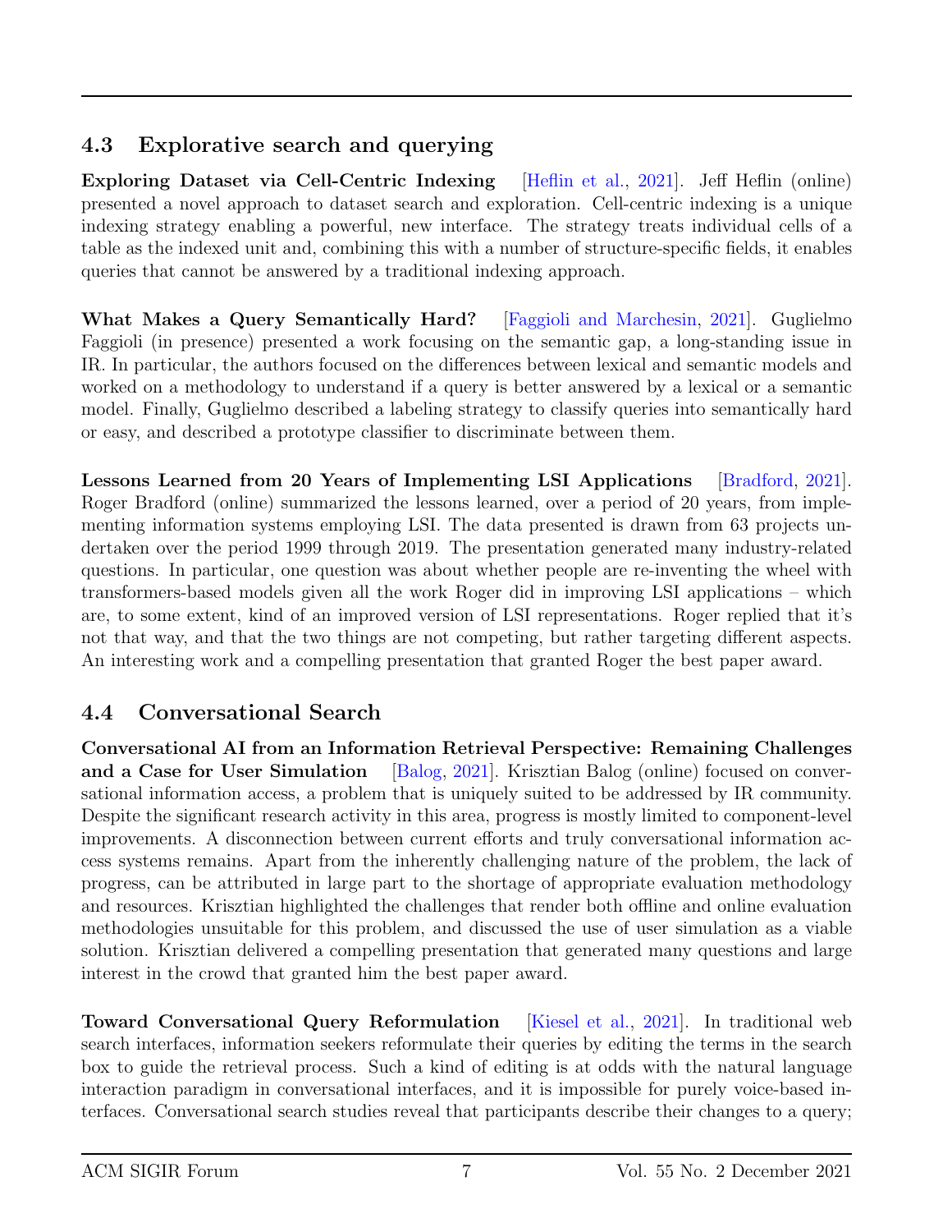## 4.3 Explorative search and querying

**Exploring Dataset via Cell-Centric Indexing** [Heflin et al., 2021]. Jeff Heflin (online) presented a novel approach to dataset search and exploration. Cell-centric indexing is a unique indexing strategy enabling a powerful, new interface. The strategy treats individual cells of a table as the indexed unit and, combining this with a number of structure-specific fields, it enables queries that cannot be answered by a traditional indexing approach.

**What Makes a Query Semantically Hard?** [Faggioli and Marchesin, 2021]. Guglielmo Faggioli (in presence) presented a work focusing on the semantic gap, a long-standing issue in IR. In particular, the authors focused on the differences between lexical and semantic models and worked on a methodology to understand if a query is better answered by a lexical or a semantic model. Finally, Guglielmo described a labeling strategy to classify queries into semantically hard or easy, and described a prototype classifier to discriminate between them.

**Lessons Learned from 20 Years of Implementing LSI Applications** [Bradford, 2021]. Roger Bradford (online) summarized the lessons learned, over a period of 20 years, from implementing information systems employing LSI. The data presented is drawn from 63 projects undertaken over the period 1999 through 2019. The presentation generated many industry-related questions. In particular, one question was about whether people are re-inventing the wheel with transformers-based models given all the work Roger did in improving LSI applications – which are, to some extent, kind of an improved version of LSI representations. Roger replied that it's not that way, and that the two things are not competing, but rather targeting different aspects. An interesting work and a compelling presentation that granted Roger the best paper award.

## 4.4 Conversational Search

**Conversational AI from an Information Retrieval Perspective: Remaining Challenges and a Case for User Simulation** [Balog, 2021]. Krisztian Balog (online) focused on conversational information access, a problem that is uniquely suited to be addressed by IR community. Despite the significant research activity in this area, progress is mostly limited to component-level improvements. A disconnection between current efforts and truly conversational information access systems remains. Apart from the inherently challenging nature of the problem, the lack of progress, can be attributed in large part to the shortage of appropriate evaluation methodology and resources. Krisztian highlighted the challenges that render both offline and online evaluation methodologies unsuitable for this problem, and discussed the use of user simulation as a viable solution. Krisztian delivered a compelling presentation that generated many questions and large interest in the crowd that granted him the best paper award.

**Toward Conversational Query Reformulation** [Kiesel et al., 2021]. In traditional web search interfaces, information seekers reformulate their queries by editing the terms in the search box to guide the retrieval process. Such a kind of editing is at odds with the natural language interaction paradigm in conversational interfaces, and it is impossible for purely voice-based interfaces. Conversational search studies reveal that participants describe their changes to a query;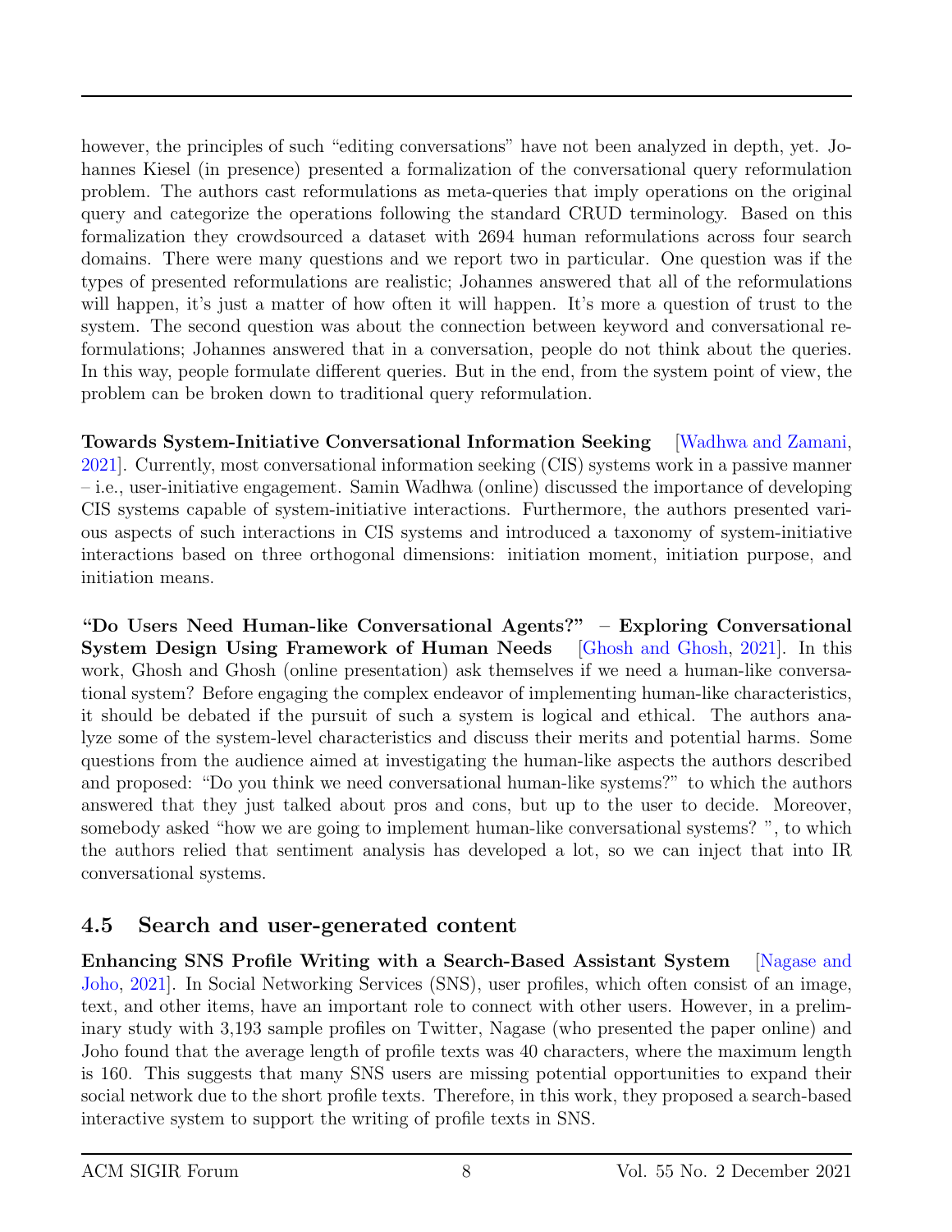however, the principles of such "editing conversations" have not been analyzed in depth, yet. Johannes Kiesel (in presence) presented a formalization of the conversational query reformulation problem. The authors cast reformulations as meta-queries that imply operations on the original query and categorize the operations following the standard CRUD terminology. Based on this formalization they crowdsourced a dataset with 2694 human reformulations across four search domains. There were many questions and we report two in particular. One question was if the types of presented reformulations are realistic; Johannes answered that all of the reformulations will happen, it's just a matter of how often it will happen. It's more a question of trust to the system. The second question was about the connection between keyword and conversational reformulations; Johannes answered that in a conversation, people do not think about the queries. In this way, people formulate different queries. But in the end, from the system point of view, the problem can be broken down to traditional query reformulation.

**Towards System-Initiative Conversational Information Seeking** [Wadhwa and Zamani, 2021]. Currently, most conversational information seeking (CIS) systems work in a passive manner – i.e., user-initiative engagement. Samin Wadhwa (online) discussed the importance of developing CIS systems capable of system-initiative interactions. Furthermore, the authors presented various aspects of such interactions in CIS systems and introduced a taxonomy of system-initiative interactions based on three orthogonal dimensions: initiation moment, initiation purpose, and initiation means.

**"Do Users Need Human-like Conversational Agents?" – Exploring Conversational System Design Using Framework of Human Needs** [Ghosh and Ghosh, 2021]. In this work, Ghosh and Ghosh (online presentation) ask themselves if we need a human-like conversational system? Before engaging the complex endeavor of implementing human-like characteristics, it should be debated if the pursuit of such a system is logical and ethical. The authors analyze some of the system-level characteristics and discuss their merits and potential harms. Some questions from the audience aimed at investigating the human-like aspects the authors described and proposed: "Do you think we need conversational human-like systems?" to which the authors answered that they just talked about pros and cons, but up to the user to decide. Moreover, somebody asked "how we are going to implement human-like conversational systems? ", to which the authors relied that sentiment analysis has developed a lot, so we can inject that into IR conversational systems.

## 4.5 Search and user-generated content

**Enhancing SNS Profile Writing with a Search-Based Assistant System** [Nagase and Joho, 2021]. In Social Networking Services (SNS), user profiles, which often consist of an image, text, and other items, have an important role to connect with other users. However, in a preliminary study with 3,193 sample profiles on Twitter, Nagase (who presented the paper online) and Joho found that the average length of profile texts was 40 characters, where the maximum length is 160. This suggests that many SNS users are missing potential opportunities to expand their social network due to the short profile texts. Therefore, in this work, they proposed a search-based interactive system to support the writing of profile texts in SNS.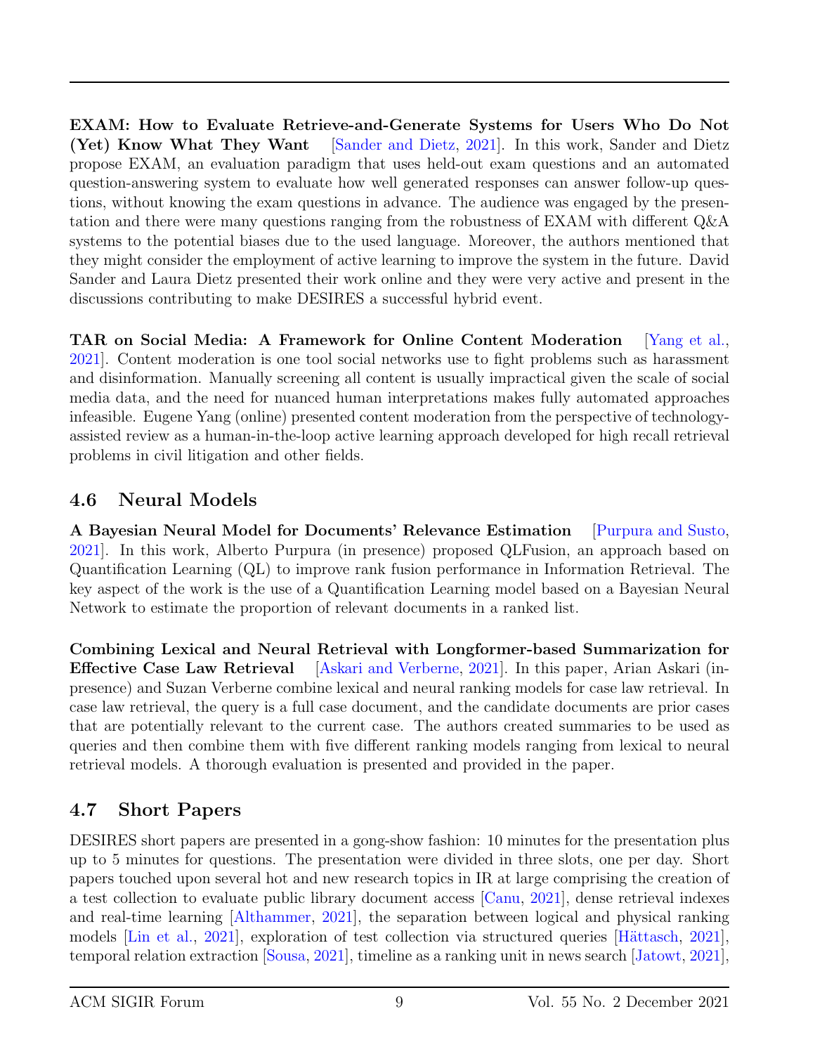**EXAM: How to Evaluate Retrieve-and-Generate Systems for Users Who Do Not (Yet) Know What They Want** [Sander and Dietz, 2021]. In this work, Sander and Dietz propose EXAM, an evaluation paradigm that uses held-out exam questions and an automated question-answering system to evaluate how well generated responses can answer follow-up questions, without knowing the exam questions in advance. The audience was engaged by the presentation and there were many questions ranging from the robustness of EXAM with different Q&A systems to the potential biases due to the used language. Moreover, the authors mentioned that they might consider the employment of active learning to improve the system in the future. David Sander and Laura Dietz presented their work online and they were very active and present in the discussions contributing to make DESIRES a successful hybrid event.

**TAR on Social Media: A Framework for Online Content Moderation** [Yang et al., 2021]. Content moderation is one tool social networks use to fight problems such as harassment and disinformation. Manually screening all content is usually impractical given the scale of social media data, and the need for nuanced human interpretations makes fully automated approaches infeasible. Eugene Yang (online) presented content moderation from the perspective of technology-assisted review as a human-in-the-loop active learning approach developed for high recall retrieval problems in civil litigation and other fields.

## 4.6 Neural Models

**A Bayesian Neural Model for Documents' Relevance Estimation** [Purpura and Susto, 2021]. In this work, Alberto Purpura (in presence) proposed QLFusion, an approach based on Quantification Learning (QL) to improve rank fusion performance in Information Retrieval. The key aspect of the work is the use of a Quantification Learning model based on a Bayesian Neural Network to estimate the proportion of relevant documents in a ranked list.

**Combining Lexical and Neural Retrieval with Longformer-based Summarization for Effective Case Law Retrieval** [Askari and Verberne, 2021]. In this paper, Arian Askari (in-presence) and Suzan Verberne combine lexical and neural ranking models for case law retrieval. In case law retrieval, the query is a full case document, and the candidate documents are prior cases that are potentially relevant to the current case. The authors created summaries to be used as queries and then combine them with five different ranking models ranging from lexical to neural retrieval models. A thorough evaluation is presented and provided in the paper.

## 4.7 Short Papers

DESIRES short papers are presented in a gong-show fashion: 10 minutes for the presentation plus up to 5 minutes for questions. The presentation were divided in three slots, one per day. Short papers touched upon several hot and new research topics in IR at large comprising the creation of a test collection to evaluate public library document access [Canu, 2021], dense retrieval indexes and real-time learning [Althammer, 2021], the separation between logical and physical ranking models [Lin et al., 2021], exploration of test collection via structured queries [Hättasch, 2021], temporal relation extraction [Sousa, 2021], timeline as a ranking unit in news search [Jatowt, 2021],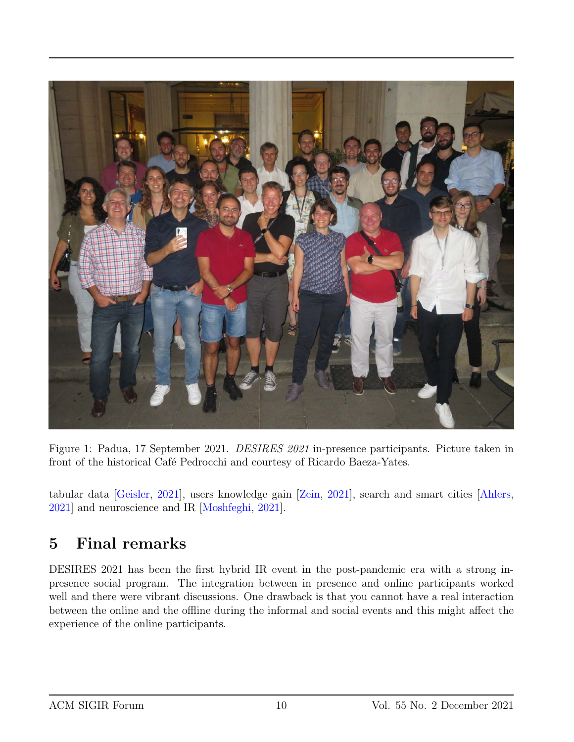Figure 1: Padua, 17 September 2021. *DESIRES 2021* in-presence participants. Picture taken in front of the historical Café Pedrocchi and courtesy of Ricardo Baeza-Yates.

tabular data [Geisler, 2021], users knowledge gain [Zein, 2021], search and smart cities [Ahlers, 2021] and neuroscience and IR [Moshfeghi, 2021].

## 5 Final remarks

DESIRES 2021 has been the first hybrid IR event in the post-pandemic era with a strong in-presence social program. The integration between in presence and online participants worked well and there were vibrant discussions. One drawback is that you cannot have a real interaction between the online and the offline during the informal and social events and this might affect the experience of the online participants.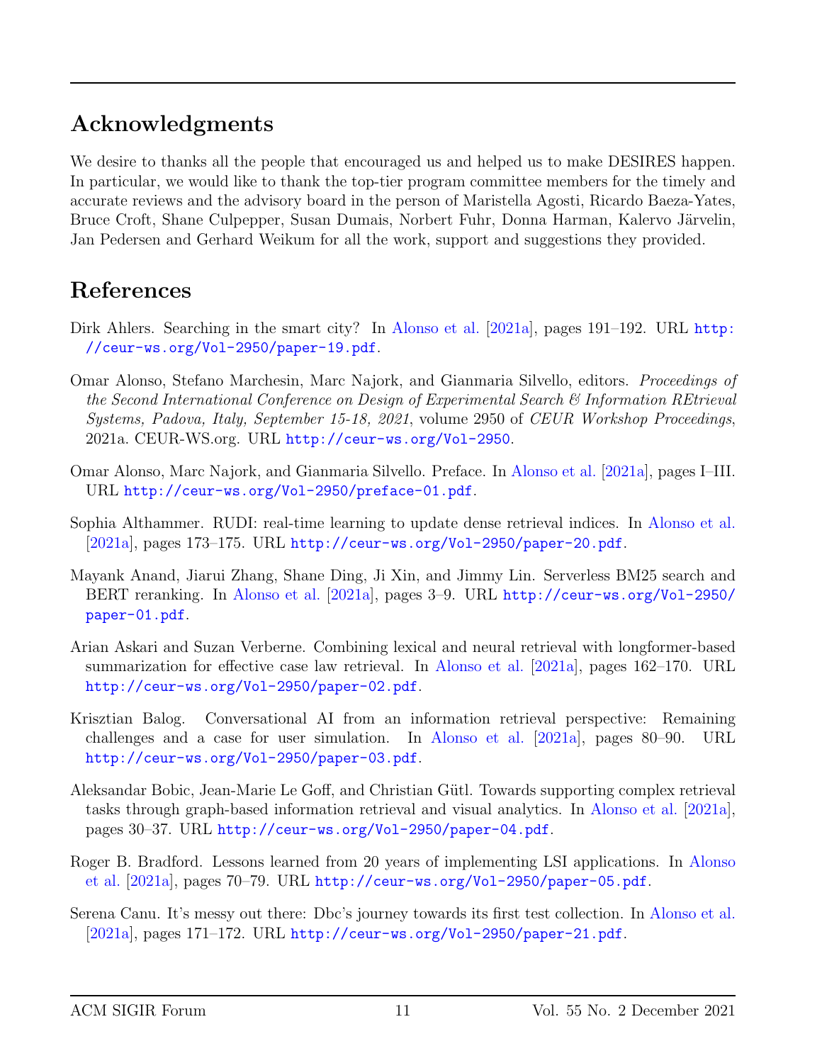## Acknowledgments

We desire to thanks all the people that encouraged us and helped us to make DESIRES happen. In particular, we would like to thank the top-tier program committee members for the timely and accurate reviews and the advisory board in the person of Maristella Agosti, Ricardo Baeza-Yates, Bruce Croft, Shane Culpepper, Susan Dumais, Norbert Fuhr, Donna Harman, Kalervo Järvelin, Jan Pedersen and Gerhard Weikum for all the work, support and suggestions they provided.

## References

Dirk Ahlers. Searching in the smart city? In Alonso et al. [2021a], pages 191–192. URL http://ceur-ws.org/Vol-2950/paper-19.pdf.

Omar Alonso, Stefano Marchesin, Marc Najork, and Gianmaria Silvello, editors. *Proceedings of the Second International Conference on Design of Experimental Search & Information REtrieval Systems, Padova, Italy, September 15-18, 2021*, volume 2950 of *CEUR Workshop Proceedings*, 2021a. CEUR-WS.org. URL http://ceur-ws.org/Vol-2950.

Omar Alonso, Marc Najork, and Gianmaria Silvello. Preface. In Alonso et al. [2021a], pages I–III. URL http://ceur-ws.org/Vol-2950/preface-01.pdf.

Sophia Althammer. RUDI: real-time learning to update dense retrieval indices. In Alonso et al. [2021a], pages 173–175. URL http://ceur-ws.org/Vol-2950/paper-20.pdf.

Mayank Anand, Jiarui Zhang, Shane Ding, Ji Xin, and Jimmy Lin. Serverless BM25 search and BERT reranking. In Alonso et al. [2021a], pages 3–9. URL http://ceur-ws.org/Vol-2950/paper-01.pdf.

Arian Askari and Suzan Verberne. Combining lexical and neural retrieval with longformer-based summarization for effective case law retrieval. In Alonso et al. [2021a], pages 162–170. URL http://ceur-ws.org/Vol-2950/paper-02.pdf.

Krisztian Balog. Conversational AI from an information retrieval perspective: Remaining challenges and a case for user simulation. In Alonso et al. [2021a], pages 80–90. URL http://ceur-ws.org/Vol-2950/paper-03.pdf.

Aleksandar Bobic, Jean-Marie Le Goff, and Christian Gütl. Towards supporting complex retrieval tasks through graph-based information retrieval and visual analytics. In Alonso et al. [2021a], pages 30–37. URL http://ceur-ws.org/Vol-2950/paper-04.pdf.

Roger B. Bradford. Lessons learned from 20 years of implementing LSI applications. In Alonso et al. [2021a], pages 70–79. URL http://ceur-ws.org/Vol-2950/paper-05.pdf.

Serena Canu. It's messy out there: Dbc's journey towards its first test collection. In Alonso et al. [2021a], pages 171–172. URL http://ceur-ws.org/Vol-2950/paper-21.pdf.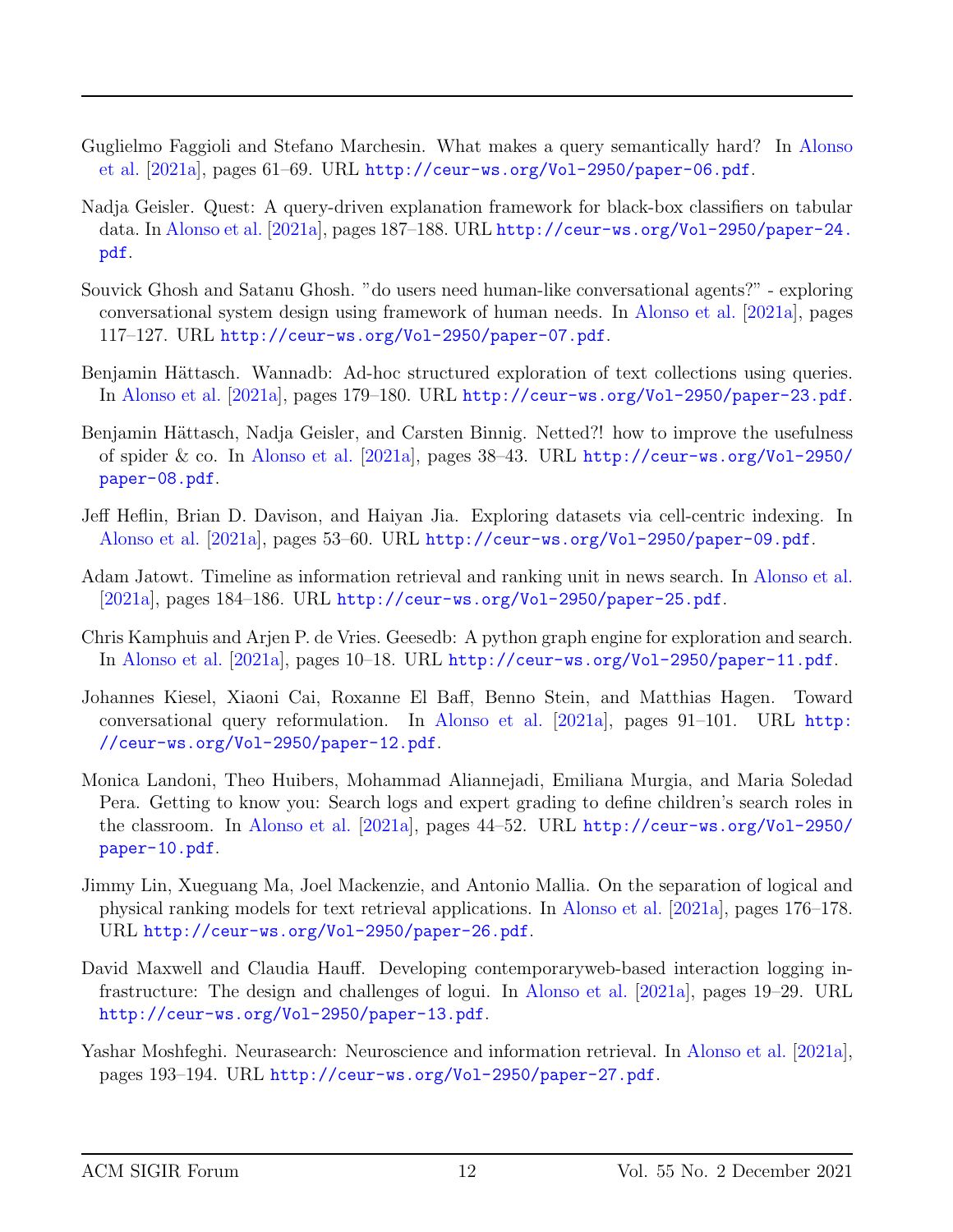Guglielmo Faggioli and Stefano Marchesin. What makes a query semantically hard? In Alonso et al. [2021a], pages 61–69. URL http://ceur-ws.org/Vol-2950/paper-06.pdf.

Nadja Geisler. Quest: A query-driven explanation framework for black-box classifiers on tabular data. In Alonso et al. [2021a], pages 187–188. URL http://ceur-ws.org/Vol-2950/paper-24.pdf.

Souvick Ghosh and Satanu Ghosh. "do users need human-like conversational agents?" - exploring conversational system design using framework of human needs. In Alonso et al. [2021a], pages 117–127. URL http://ceur-ws.org/Vol-2950/paper-07.pdf.

Benjamin Hättasch. Wannadb: Ad-hoc structured exploration of text collections using queries. In Alonso et al. [2021a], pages 179–180. URL http://ceur-ws.org/Vol-2950/paper-23.pdf.

Benjamin Hättasch, Nadja Geisler, and Carsten Binnig. Netted?! how to improve the usefulness of spider & co. In Alonso et al. [2021a], pages 38–43. URL http://ceur-ws.org/Vol-2950/paper-08.pdf.

Jeff Heflin, Brian D. Davison, and Haiyan Jia. Exploring datasets via cell-centric indexing. In Alonso et al. [2021a], pages 53–60. URL http://ceur-ws.org/Vol-2950/paper-09.pdf.

Adam Jatowt. Timeline as information retrieval and ranking unit in news search. In Alonso et al. [2021a], pages 184–186. URL http://ceur-ws.org/Vol-2950/paper-25.pdf.

Chris Kamphuis and Arjen P. de Vries. Geesedb: A python graph engine for exploration and search. In Alonso et al. [2021a], pages 10–18. URL http://ceur-ws.org/Vol-2950/paper-11.pdf.

Johannes Kiesel, Xiaoni Cai, Roxanne El Baff, Benno Stein, and Matthias Hagen. Toward conversational query reformulation. In Alonso et al. [2021a], pages 91–101. URL http://ceur-ws.org/Vol-2950/paper-12.pdf.

Monica Landoni, Theo Huibers, Mohammad Aliannejadi, Emiliana Murgia, and Maria Soledad Pera. Getting to know you: Search logs and expert grading to define children's search roles in the classroom. In Alonso et al. [2021a], pages 44–52. URL http://ceur-ws.org/Vol-2950/paper-10.pdf.

Jimmy Lin, Xueguang Ma, Joel Mackenzie, and Antonio Mallia. On the separation of logical and physical ranking models for text retrieval applications. In Alonso et al. [2021a], pages 176–178. URL http://ceur-ws.org/Vol-2950/paper-26.pdf.

David Maxwell and Claudia Hauff. Developing contemporaryweb-based interaction logging infrastructure: The design and challenges of logui. In Alonso et al. [2021a], pages 19–29. URL http://ceur-ws.org/Vol-2950/paper-13.pdf.

Yashar Moshfeghi. Neurasearch: Neuroscience and information retrieval. In Alonso et al. [2021a], pages 193–194. URL http://ceur-ws.org/Vol-2950/paper-27.pdf.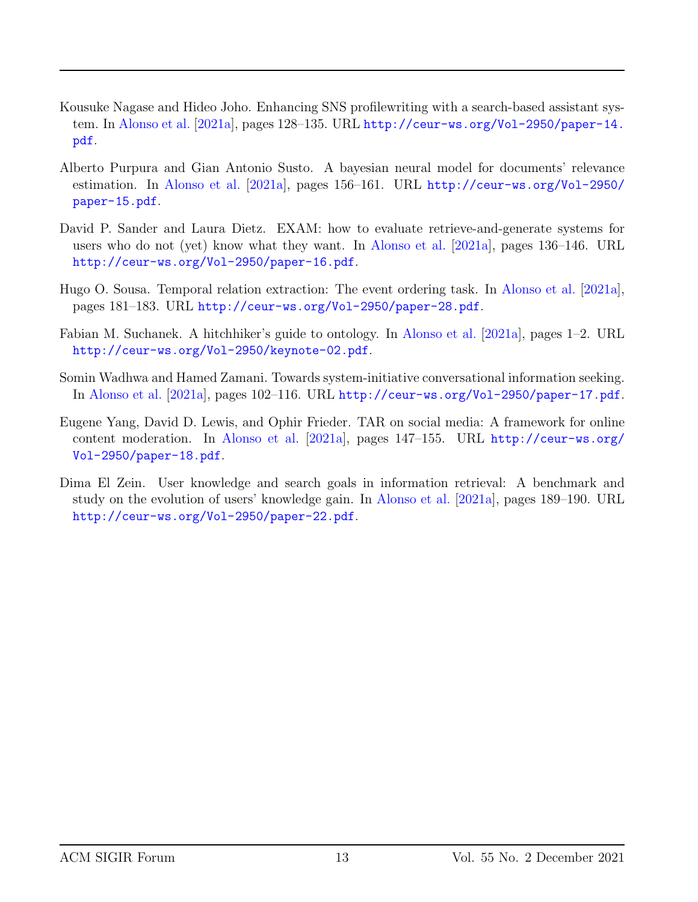Kousuke Nagase and Hideo Joho. Enhancing SNS profilewriting with a search-based assistant system. In Alonso et al. [2021a], pages 128–135. URL http://ceur-ws.org/Vol-2950/paper-14.pdf.

Alberto Purpura and Gian Antonio Susto. A bayesian neural model for documents' relevance estimation. In Alonso et al. [2021a], pages 156–161. URL http://ceur-ws.org/Vol-2950/paper-15.pdf.

David P. Sander and Laura Dietz. EXAM: how to evaluate retrieve-and-generate systems for users who do not (yet) know what they want. In Alonso et al. [2021a], pages 136–146. URL http://ceur-ws.org/Vol-2950/paper-16.pdf.

Hugo O. Sousa. Temporal relation extraction: The event ordering task. In Alonso et al. [2021a], pages 181–183. URL http://ceur-ws.org/Vol-2950/paper-28.pdf.

Fabian M. Suchanek. A hitchhiker's guide to ontology. In Alonso et al. [2021a], pages 1–2. URL http://ceur-ws.org/Vol-2950/keynote-02.pdf.

Somin Wadhwa and Hamed Zamani. Towards system-initiative conversational information seeking. In Alonso et al. [2021a], pages 102–116. URL http://ceur-ws.org/Vol-2950/paper-17.pdf.

Eugene Yang, David D. Lewis, and Ophir Frieder. TAR on social media: A framework for online content moderation. In Alonso et al. [2021a], pages 147–155. URL http://ceur-ws.org/Vol-2950/paper-18.pdf.

Dima El Zein. User knowledge and search goals in information retrieval: A benchmark and study on the evolution of users' knowledge gain. In Alonso et al. [2021a], pages 189–190. URL http://ceur-ws.org/Vol-2950/paper-22.pdf.